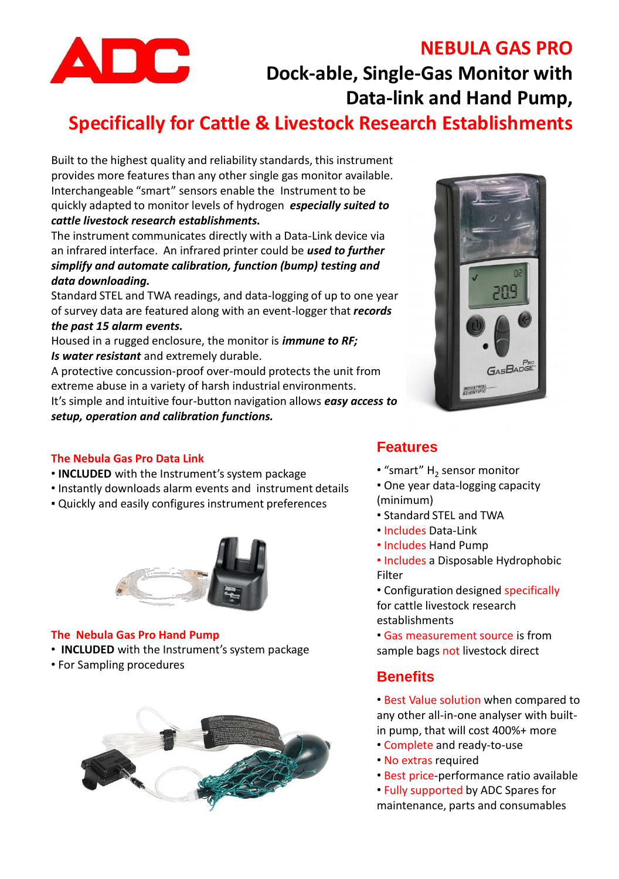ADC

# NEBULA GAS PRO

## Dock-able, Single-Gas Monitor with Data-link and Hand Pump,

## Specifically for Cattle & Livestock Research Establishments

Built to the highest quality and reliability standards, this instrument provides more features than any other single gas monitor available. Interchangeable "smart" sensors enable the Instrument to be quickly adapted to monitor levels of hydrogen ***especially suited to cattle livestock research establishments.***

The instrument communicates directly with a Data-Link device via an infrared interface. An infrared printer could be ***used to further simplify and automate calibration, function (bump) testing and data downloading.***

Standard STEL and TWA readings, and data-logging of up to one year of survey data are featured along with an event-logger that ***records the past 15 alarm events.***

Housed in a rugged enclosure, the monitor is ***immune to RF; Is water resistant*** and extremely durable.

A protective concussion-proof over-mould protects the unit from extreme abuse in a variety of harsh industrial environments.

It's simple and intuitive four-button navigation allows ***easy access to setup, operation and calibration functions.***

### The Nebula Gas Pro Data Link

- **INCLUDED** with the Instrument's system package
- Instantly downloads alarm events and instrument details
- Quickly and easily configures instrument preferences

### The Nebula Gas Pro Hand Pump

- **INCLUDED** with the Instrument's system package
- For Sampling procedures

### Features

- "smart" $H_2$ sensor monitor
- One year data-logging capacity (minimum)
- Standard STEL and TWA
- Includes Data-Link
- Includes Hand Pump
- Includes a Disposable Hydrophobic Filter
- Configuration designed specifically for cattle livestock research establishments
- Gas measurement source is from sample bags not livestock direct

### Benefits

- Best Value solution when compared to any other all-in-one analyser with built-in pump, that will cost 400%+ more
- Complete and ready-to-use
- No extras required
- Best price-performance ratio available
- Fully supported by ADC Spares for maintenance, parts and consumables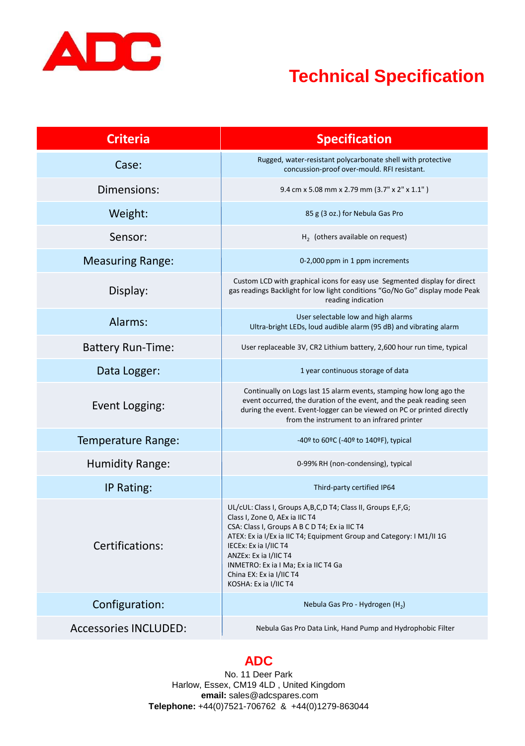ADC

# Technical Specification

| Criteria | Specification |
|---|---|
| Case: | Rugged, water-resistant polycarbonate shell with protective concussion-proof over-mould. RFI resistant. |
| Dimensions: | 9.4 cm x 5.08 mm x 2.79 mm (3.7" x 2" x 1.1" ) |
| Weight: | 85 g (3 oz.) for Nebula Gas Pro |
| Sensor: | $H_2$ (others available on request) |
| Measuring Range: | 0-2,000 ppm in 1 ppm increments |
| Display: | Custom LCD with graphical icons for easy use Segmented display for direct gas readings Backlight for low light conditions "Go/No Go" display mode Peak reading indication |
| Alarms: | User selectable low and high alarms<br>Ultra-bright LEDs, loud audible alarm (95 dB) and vibrating alarm |
| Battery Run-Time: | User replaceable 3V, CR2 Lithium battery, 2,600 hour run time, typical |
| Data Logger: | 1 year continuous storage of data |
| Event Logging: | Continually on Logs last 15 alarm events, stamping how long ago the event occurred, the duration of the event, and the peak reading seen during the event. Event-logger can be viewed on PC or printed directly from the instrument to an infrared printer |
| Temperature Range: | -40º to 60ºC (-40º to 140ºF), typical |
| Humidity Range: | 0-99% RH (non-condensing), typical |
| IP Rating: | Third-party certified IP64 |
| Certifications: | UL/cUL: Class I, Groups A,B,C,D T4; Class II, Groups E,F,G;<br>Class I, Zone 0, AEx ia IIC T4<br>CSA: Class I, Groups A B C D T4; Ex ia IIC T4<br>ATEX: Ex ia I/Ex ia IIC T4; Equipment Group and Category: I M1/II 1G<br>IECEx: Ex ia I/IIC T4<br>ANZEx: Ex ia I/IIC T4<br>INMETRO: Ex ia I Ma; Ex ia IIC T4 Ga<br>China EX: Ex ia I/IIC T4<br>KOSHA: Ex ia I/IIC T4 |
| Configuration: | Nebula Gas Pro - Hydrogen ($H_2$) |
| Accessories INCLUDED: | Nebula Gas Pro Data Link, Hand Pump and Hydrophobic Filter |

**ADC**

No. 11 Deer Park
Harlow, Essex, CM19 4LD , United Kingdom
**email:** sales@adcspares.com
**Telephone:** +44(0)7521-706762 & +44(0)1279-863044